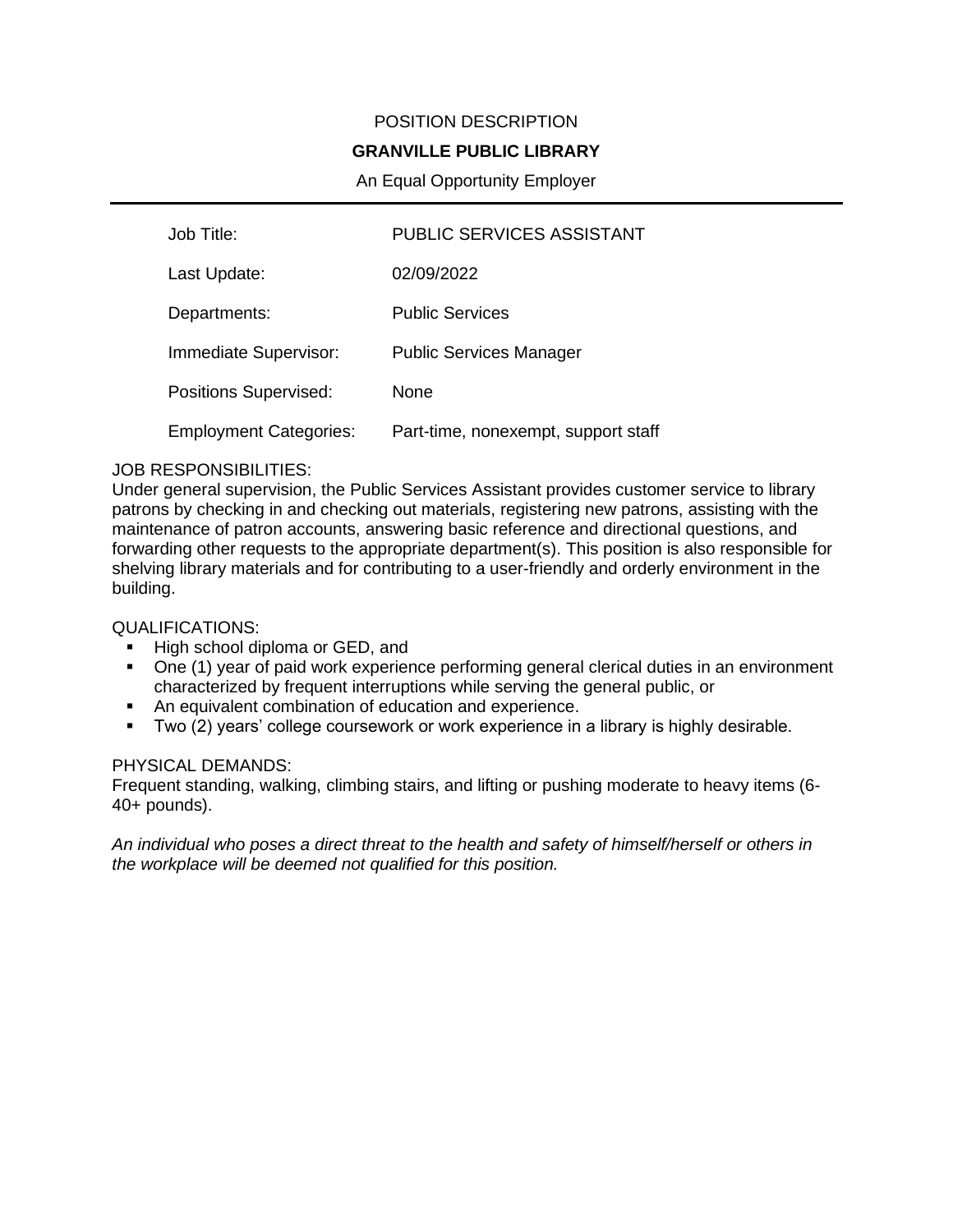POSITION DESCRIPTION

**GRANVILLE PUBLIC LIBRARY**

An Equal Opportunity Employer

---

| | |
|---|---|
| Job Title: | PUBLIC SERVICES ASSISTANT |
| Last Update: | 02/09/2022 |
| Departments: | Public Services |
| Immediate Supervisor: | Public Services Manager |
| Positions Supervised: | None |
| Employment Categories: | Part-time, nonexempt, support staff |

JOB RESPONSIBILITIES:

Under general supervision, the Public Services Assistant provides customer service to library patrons by checking in and checking out materials, registering new patrons, assisting with the maintenance of patron accounts, answering basic reference and directional questions, and forwarding other requests to the appropriate department(s). This position is also responsible for shelving library materials and for contributing to a user-friendly and orderly environment in the building.

QUALIFICATIONS:

- High school diploma or GED, and
- One (1) year of paid work experience performing general clerical duties in an environment characterized by frequent interruptions while serving the general public, or
- An equivalent combination of education and experience.
- Two (2) years' college coursework or work experience in a library is highly desirable.

PHYSICAL DEMANDS:

Frequent standing, walking, climbing stairs, and lifting or pushing moderate to heavy items (6-40+ pounds).

*An individual who poses a direct threat to the health and safety of himself/herself or others in the workplace will be deemed not qualified for this position.*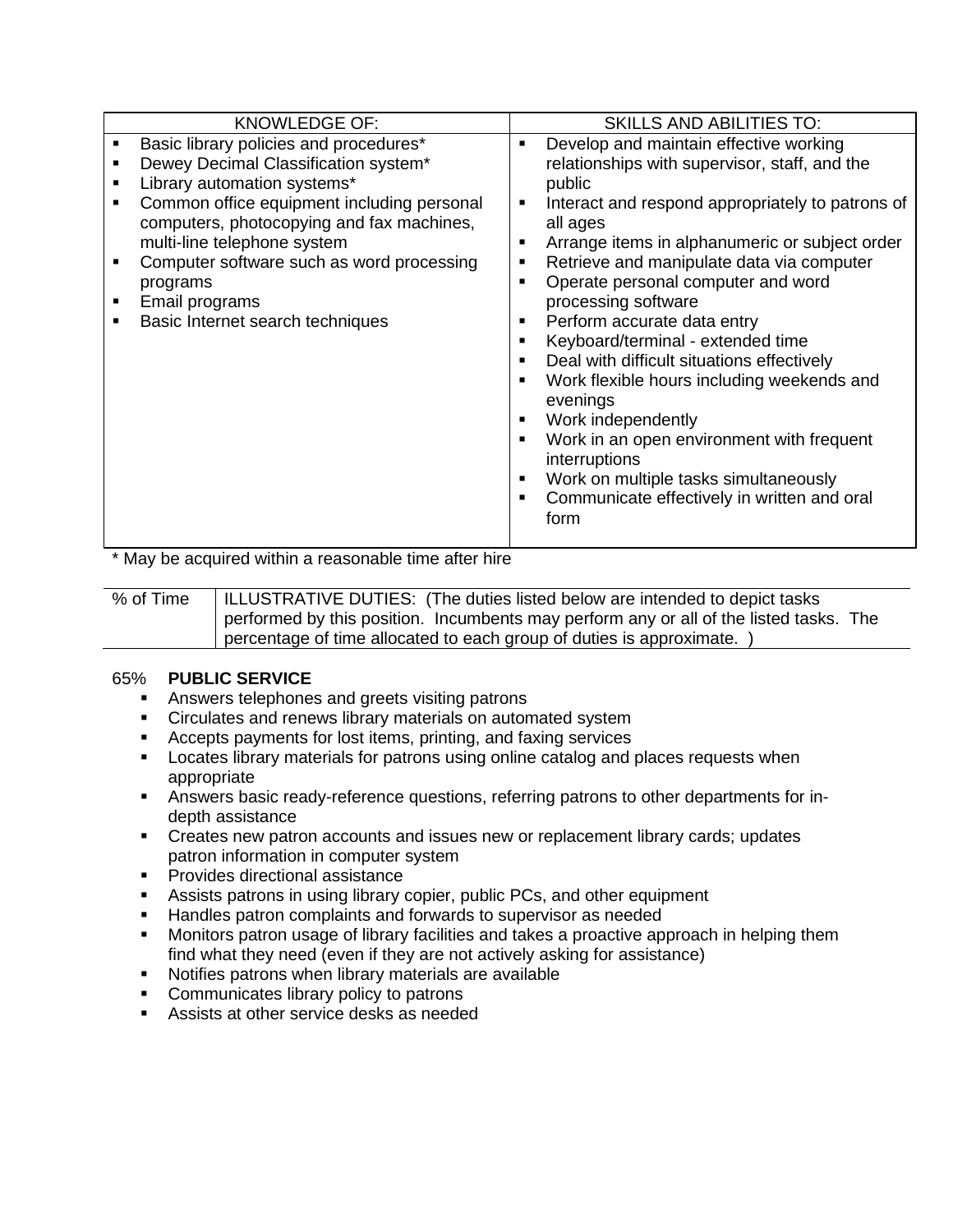| KNOWLEDGE OF: | SKILLS AND ABILITIES TO: |
|---|---|
| ▪ Basic library policies and procedures*<br>▪ Dewey Decimal Classification system*<br>▪ Library automation systems*<br>▪ Common office equipment including personal computers, photocopying and fax machines, multi-line telephone system<br>▪ Computer software such as word processing programs<br>▪ Email programs<br>▪ Basic Internet search techniques | ▪ Develop and maintain effective working relationships with supervisor, staff, and the public<br>▪ Interact and respond appropriately to patrons of all ages<br>▪ Arrange items in alphanumeric or subject order<br>▪ Retrieve and manipulate data via computer<br>▪ Operate personal computer and word processing software<br>▪ Perform accurate data entry<br>▪ Keyboard/terminal - extended time<br>▪ Deal with difficult situations effectively<br>▪ Work flexible hours including weekends and evenings<br>▪ Work independently<br>▪ Work in an open environment with frequent interruptions<br>▪ Work on multiple tasks simultaneously<br>▪ Communicate effectively in written and oral form |

* May be acquired within a reasonable time after hire

| % of Time | ILLUSTRATIVE DUTIES: (The duties listed below are intended to depict tasks performed by this position. Incumbents may perform any or all of the listed tasks. The percentage of time allocated to each group of duties is approximate. ) |
|---|---|

65% **PUBLIC SERVICE**

- Answers telephones and greets visiting patrons
- Circulates and renews library materials on automated system
- Accepts payments for lost items, printing, and faxing services
- Locates library materials for patrons using online catalog and places requests when appropriate
- Answers basic ready-reference questions, referring patrons to other departments for in-depth assistance
- Creates new patron accounts and issues new or replacement library cards; updates patron information in computer system
- Provides directional assistance
- Assists patrons in using library copier, public PCs, and other equipment
- Handles patron complaints and forwards to supervisor as needed
- Monitors patron usage of library facilities and takes a proactive approach in helping them find what they need (even if they are not actively asking for assistance)
- Notifies patrons when library materials are available
- Communicates library policy to patrons
- Assists at other service desks as needed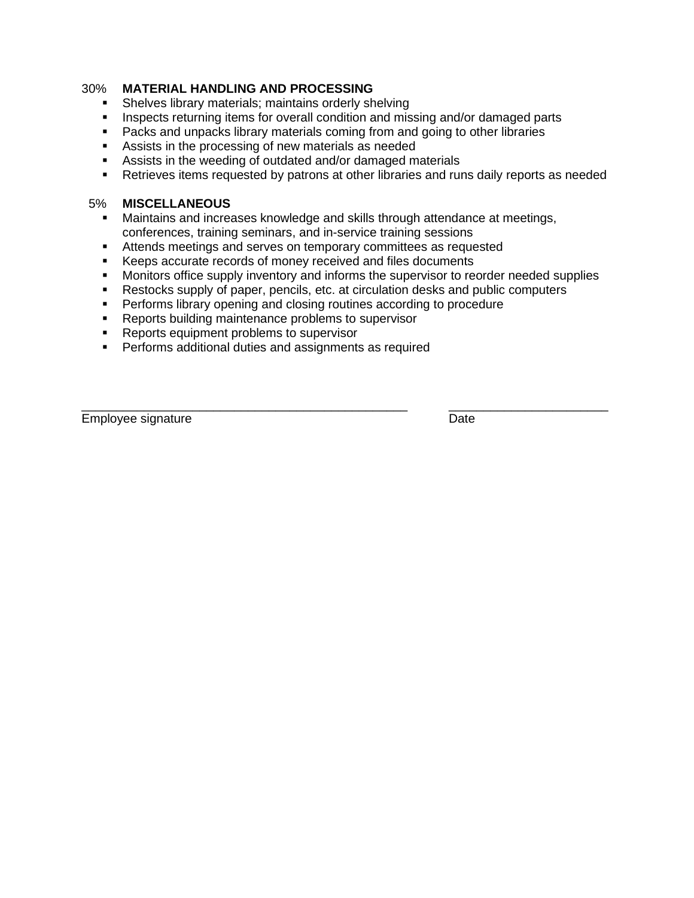30% **MATERIAL HANDLING AND PROCESSING**

- Shelves library materials; maintains orderly shelving
- Inspects returning items for overall condition and missing and/or damaged parts
- Packs and unpacks library materials coming from and going to other libraries
- Assists in the processing of new materials as needed
- Assists in the weeding of outdated and/or damaged materials
- Retrieves items requested by patrons at other libraries and runs daily reports as needed

5% **MISCELLANEOUS**

- Maintains and increases knowledge and skills through attendance at meetings, conferences, training seminars, and in-service training sessions
- Attends meetings and serves on temporary committees as requested
- Keeps accurate records of money received and files documents
- Monitors office supply inventory and informs the supervisor to reorder needed supplies
- Restocks supply of paper, pencils, etc. at circulation desks and public computers
- Performs library opening and closing routines according to procedure
- Reports building maintenance problems to supervisor
- Reports equipment problems to supervisor
- Performs additional duties and assignments as required

_______________________________________________ &nbsp;&nbsp;&nbsp;&nbsp;&nbsp;&nbsp; _______________________
Employee signature &nbsp;&nbsp;&nbsp;&nbsp;&nbsp;&nbsp;&nbsp;&nbsp;&nbsp;&nbsp;&nbsp;&nbsp;&nbsp;&nbsp;&nbsp;&nbsp;&nbsp;&nbsp;&nbsp;&nbsp;&nbsp;&nbsp;&nbsp;&nbsp;&nbsp;&nbsp;&nbsp;&nbsp;&nbsp;&nbsp;&nbsp;&nbsp;&nbsp;&nbsp;&nbsp;&nbsp;&nbsp;&nbsp;&nbsp;&nbsp; Date